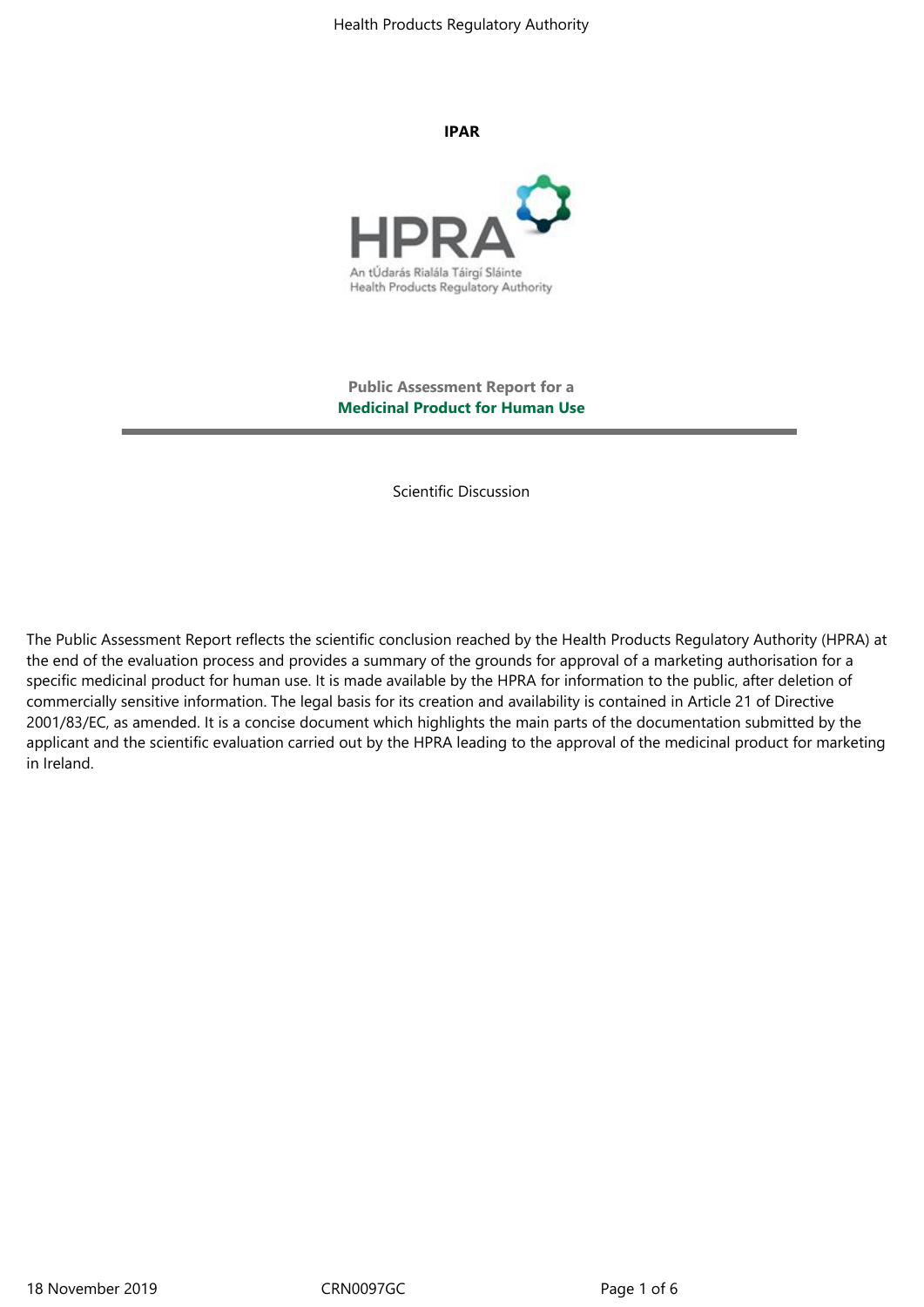**IPAR**

HPRA

An tÚdarás Rialála Táirgí Sláinte
Health Products Regulatory Authority

**Public Assessment Report for a**
**Medicinal Product for Human Use**

---

Scientific Discussion

The Public Assessment Report reflects the scientific conclusion reached by the Health Products Regulatory Authority (HPRA) at the end of the evaluation process and provides a summary of the grounds for approval of a marketing authorisation for a specific medicinal product for human use. It is made available by the HPRA for information to the public, after deletion of commercially sensitive information. The legal basis for its creation and availability is contained in Article 21 of Directive 2001/83/EC, as amended. It is a concise document which highlights the main parts of the documentation submitted by the applicant and the scientific evaluation carried out by the HPRA leading to the approval of the medicinal product for marketing in Ireland.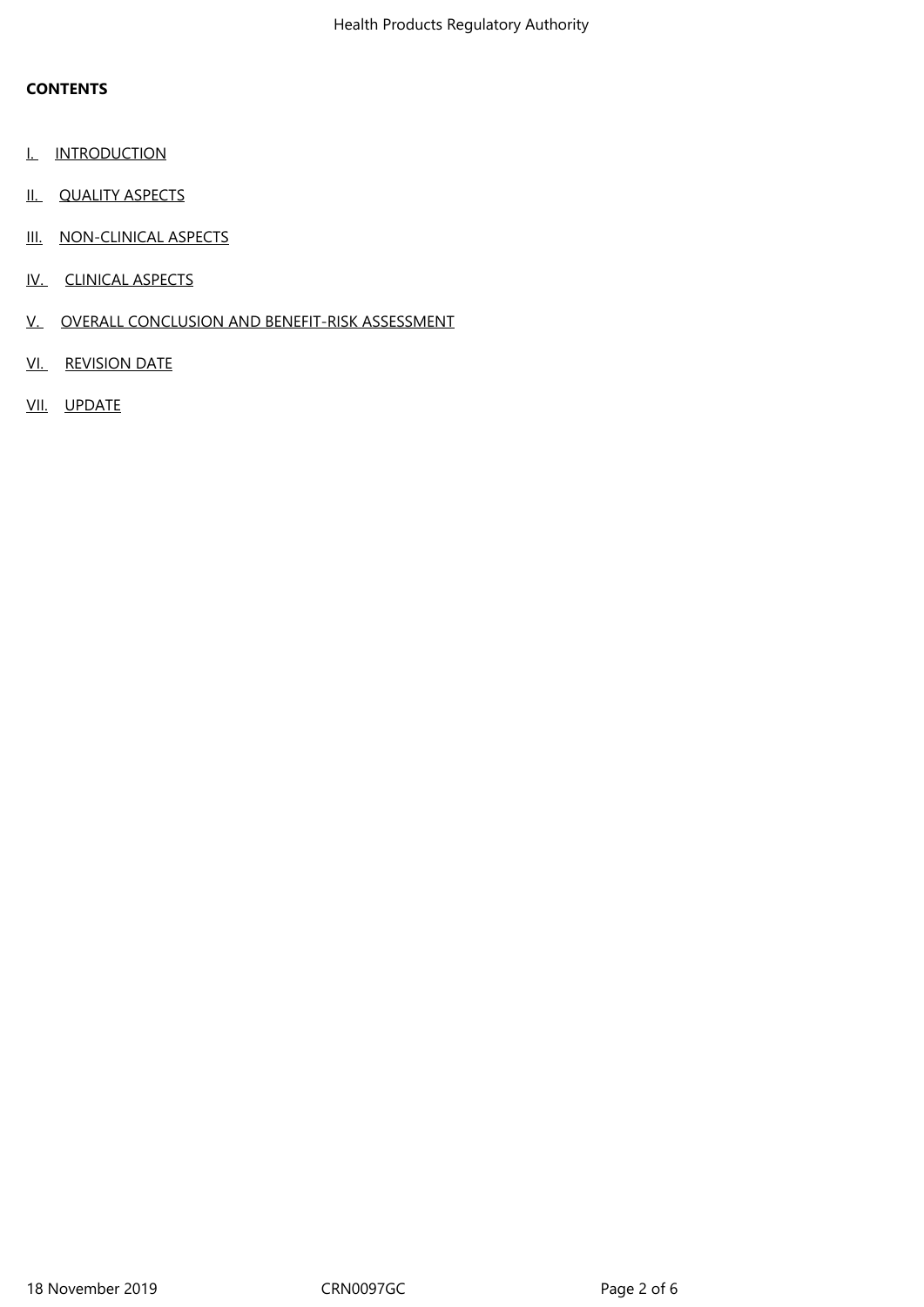**CONTENTS**

I. INTRODUCTION

II. QUALITY ASPECTS

III. NON-CLINICAL ASPECTS

IV. CLINICAL ASPECTS

V. OVERALL CONCLUSION AND BENEFIT-RISK ASSESSMENT

VI. REVISION DATE

VII. UPDATE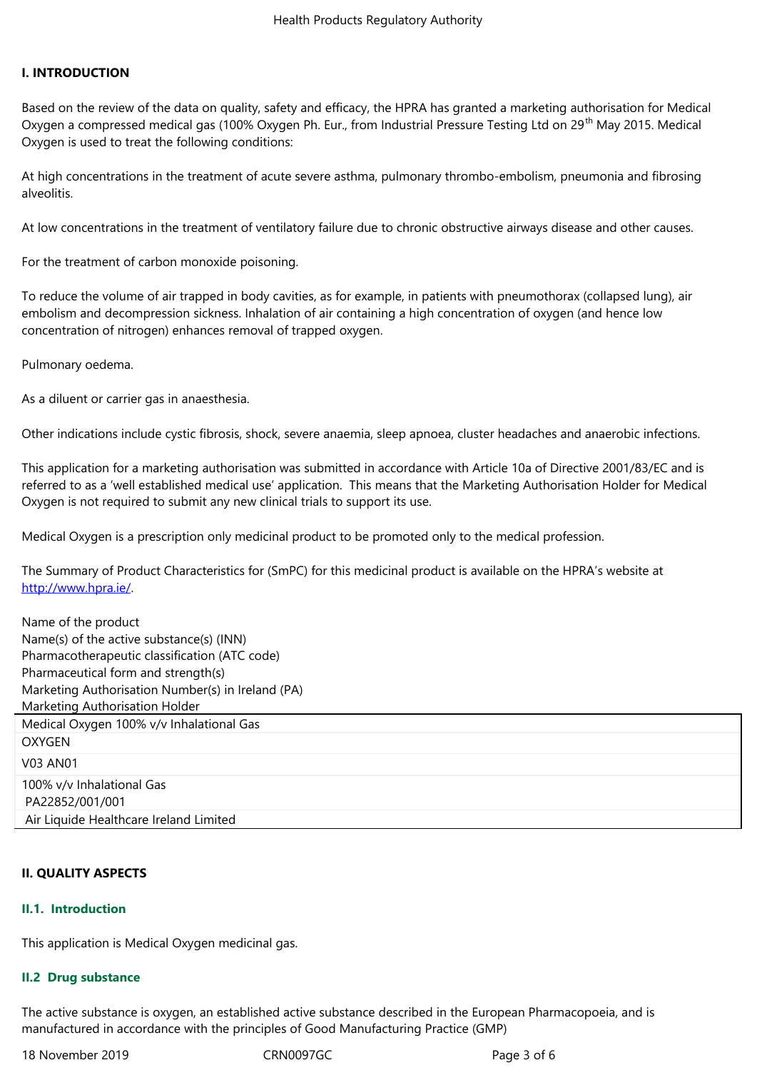## I. INTRODUCTION

Based on the review of the data on quality, safety and efficacy, the HPRA has granted a marketing authorisation for Medical Oxygen a compressed medical gas (100% Oxygen Ph. Eur., from Industrial Pressure Testing Ltd on 29th May 2015. Medical Oxygen is used to treat the following conditions:

At high concentrations in the treatment of acute severe asthma, pulmonary thrombo-embolism, pneumonia and fibrosing alveolitis.

At low concentrations in the treatment of ventilatory failure due to chronic obstructive airways disease and other causes.

For the treatment of carbon monoxide poisoning.

To reduce the volume of air trapped in body cavities, as for example, in patients with pneumothorax (collapsed lung), air embolism and decompression sickness. Inhalation of air containing a high concentration of oxygen (and hence low concentration of nitrogen) enhances removal of trapped oxygen.

Pulmonary oedema.

As a diluent or carrier gas in anaesthesia.

Other indications include cystic fibrosis, shock, severe anaemia, sleep apnoea, cluster headaches and anaerobic infections.

This application for a marketing authorisation was submitted in accordance with Article 10a of Directive 2001/83/EC and is referred to as a 'well established medical use' application. This means that the Marketing Authorisation Holder for Medical Oxygen is not required to submit any new clinical trials to support its use.

Medical Oxygen is a prescription only medicinal product to be promoted only to the medical profession.

The Summary of Product Characteristics for (SmPC) for this medicinal product is available on the HPRA's website at http://www.hpra.ie/.

| | |
|---|---|
| Name of the product | Medical Oxygen 100% v/v Inhalational Gas |
| Name(s) of the active substance(s) (INN) | OXYGEN |
| Pharmacotherapeutic classification (ATC code) | V03 AN01 |
| Pharmaceutical form and strength(s) | 100% v/v Inhalational Gas |
| Marketing Authorisation Number(s) in Ireland (PA) | PA22852/001/001 |
| Marketing Authorisation Holder | Air Liquide Healthcare Ireland Limited |

## II. QUALITY ASPECTS

### II.1. Introduction

This application is Medical Oxygen medicinal gas.

### II.2 Drug substance

The active substance is oxygen, an established active substance described in the European Pharmacopoeia, and is manufactured in accordance with the principles of Good Manufacturing Practice (GMP)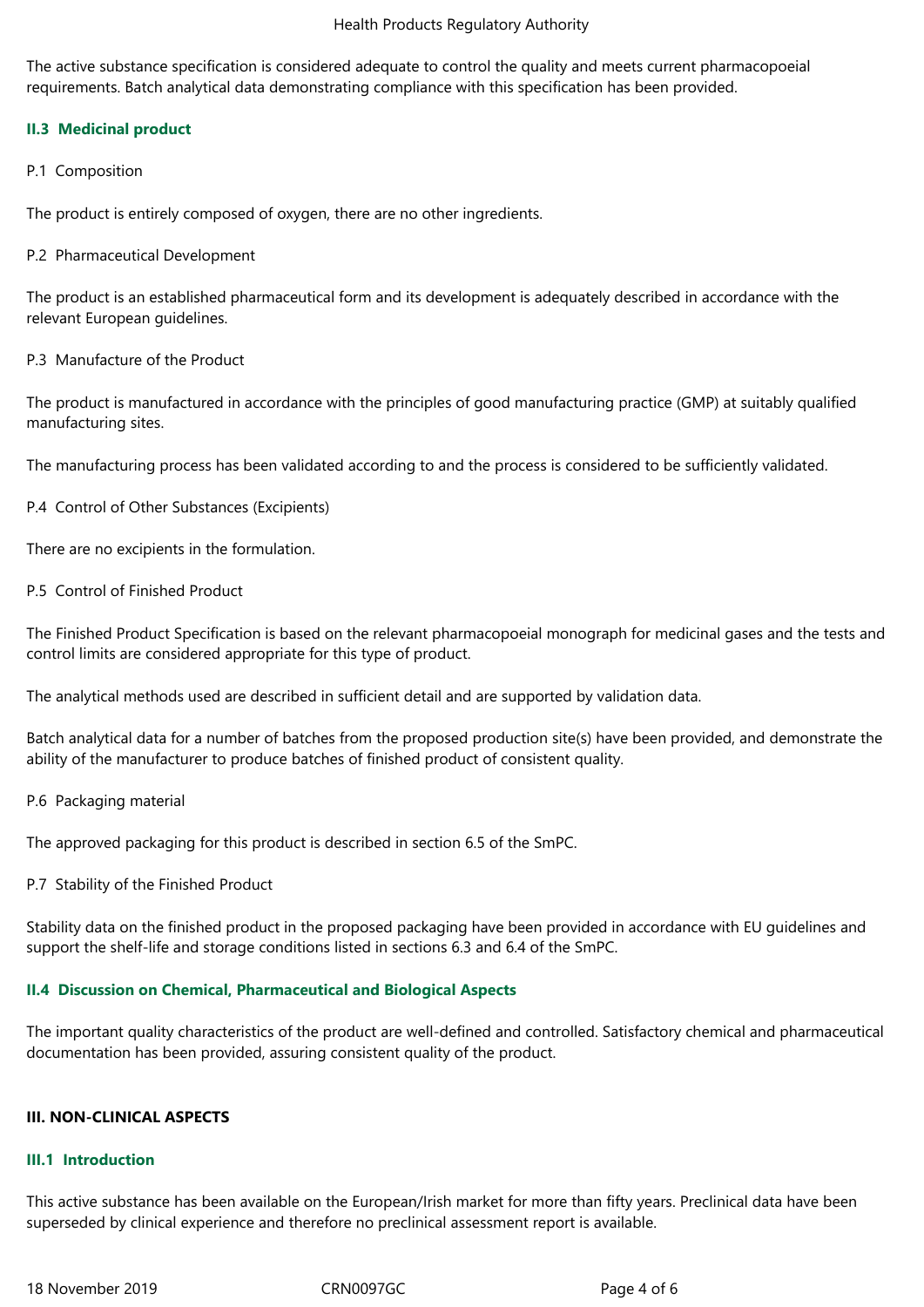The active substance specification is considered adequate to control the quality and meets current pharmacopoeial requirements. Batch analytical data demonstrating compliance with this specification has been provided.

### II.3 Medicinal product

P.1 Composition

The product is entirely composed of oxygen, there are no other ingredients.

P.2 Pharmaceutical Development

The product is an established pharmaceutical form and its development is adequately described in accordance with the relevant European guidelines.

P.3 Manufacture of the Product

The product is manufactured in accordance with the principles of good manufacturing practice (GMP) at suitably qualified manufacturing sites.

The manufacturing process has been validated according to and the process is considered to be sufficiently validated.

P.4 Control of Other Substances (Excipients)

There are no excipients in the formulation.

P.5 Control of Finished Product

The Finished Product Specification is based on the relevant pharmacopoeial monograph for medicinal gases and the tests and control limits are considered appropriate for this type of product.

The analytical methods used are described in sufficient detail and are supported by validation data.

Batch analytical data for a number of batches from the proposed production site(s) have been provided, and demonstrate the ability of the manufacturer to produce batches of finished product of consistent quality.

P.6 Packaging material

The approved packaging for this product is described in section 6.5 of the SmPC.

P.7 Stability of the Finished Product

Stability data on the finished product in the proposed packaging have been provided in accordance with EU guidelines and support the shelf-life and storage conditions listed in sections 6.3 and 6.4 of the SmPC.

### II.4 Discussion on Chemical, Pharmaceutical and Biological Aspects

The important quality characteristics of the product are well-defined and controlled. Satisfactory chemical and pharmaceutical documentation has been provided, assuring consistent quality of the product.

## III. NON-CLINICAL ASPECTS

### III.1 Introduction

This active substance has been available on the European/Irish market for more than fifty years. Preclinical data have been superseded by clinical experience and therefore no preclinical assessment report is available.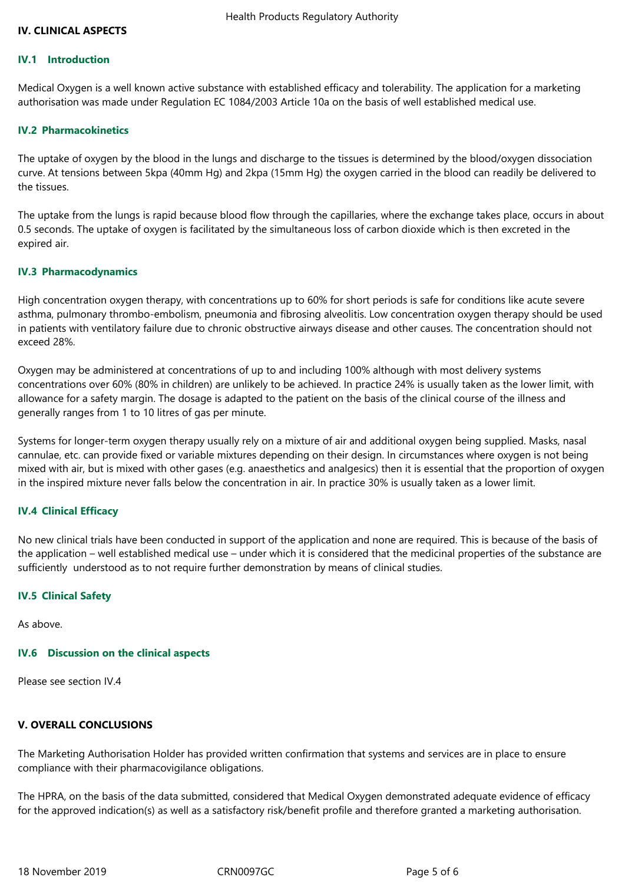## IV. CLINICAL ASPECTS

### IV.1 Introduction

Medical Oxygen is a well known active substance with established efficacy and tolerability. The application for a marketing authorisation was made under Regulation EC 1084/2003 Article 10a on the basis of well established medical use.

### IV.2 Pharmacokinetics

The uptake of oxygen by the blood in the lungs and discharge to the tissues is determined by the blood/oxygen dissociation curve. At tensions between 5kpa (40mm Hg) and 2kpa (15mm Hg) the oxygen carried in the blood can readily be delivered to the tissues.

The uptake from the lungs is rapid because blood flow through the capillaries, where the exchange takes place, occurs in about 0.5 seconds. The uptake of oxygen is facilitated by the simultaneous loss of carbon dioxide which is then excreted in the expired air.

### IV.3 Pharmacodynamics

High concentration oxygen therapy, with concentrations up to 60% for short periods is safe for conditions like acute severe asthma, pulmonary thrombo-embolism, pneumonia and fibrosing alveolitis. Low concentration oxygen therapy should be used in patients with ventilatory failure due to chronic obstructive airways disease and other causes. The concentration should not exceed 28%.

Oxygen may be administered at concentrations of up to and including 100% although with most delivery systems concentrations over 60% (80% in children) are unlikely to be achieved. In practice 24% is usually taken as the lower limit, with allowance for a safety margin. The dosage is adapted to the patient on the basis of the clinical course of the illness and generally ranges from 1 to 10 litres of gas per minute.

Systems for longer-term oxygen therapy usually rely on a mixture of air and additional oxygen being supplied. Masks, nasal cannulae, etc. can provide fixed or variable mixtures depending on their design. In circumstances where oxygen is not being mixed with air, but is mixed with other gases (e.g. anaesthetics and analgesics) then it is essential that the proportion of oxygen in the inspired mixture never falls below the concentration in air. In practice 30% is usually taken as a lower limit.

### IV.4 Clinical Efficacy

No new clinical trials have been conducted in support of the application and none are required. This is because of the basis of the application – well established medical use – under which it is considered that the medicinal properties of the substance are sufficiently understood as to not require further demonstration by means of clinical studies.

### IV.5 Clinical Safety

As above.

### IV.6 Discussion on the clinical aspects

Please see section IV.4

## V. OVERALL CONCLUSIONS

The Marketing Authorisation Holder has provided written confirmation that systems and services are in place to ensure compliance with their pharmacovigilance obligations.

The HPRA, on the basis of the data submitted, considered that Medical Oxygen demonstrated adequate evidence of efficacy for the approved indication(s) as well as a satisfactory risk/benefit profile and therefore granted a marketing authorisation.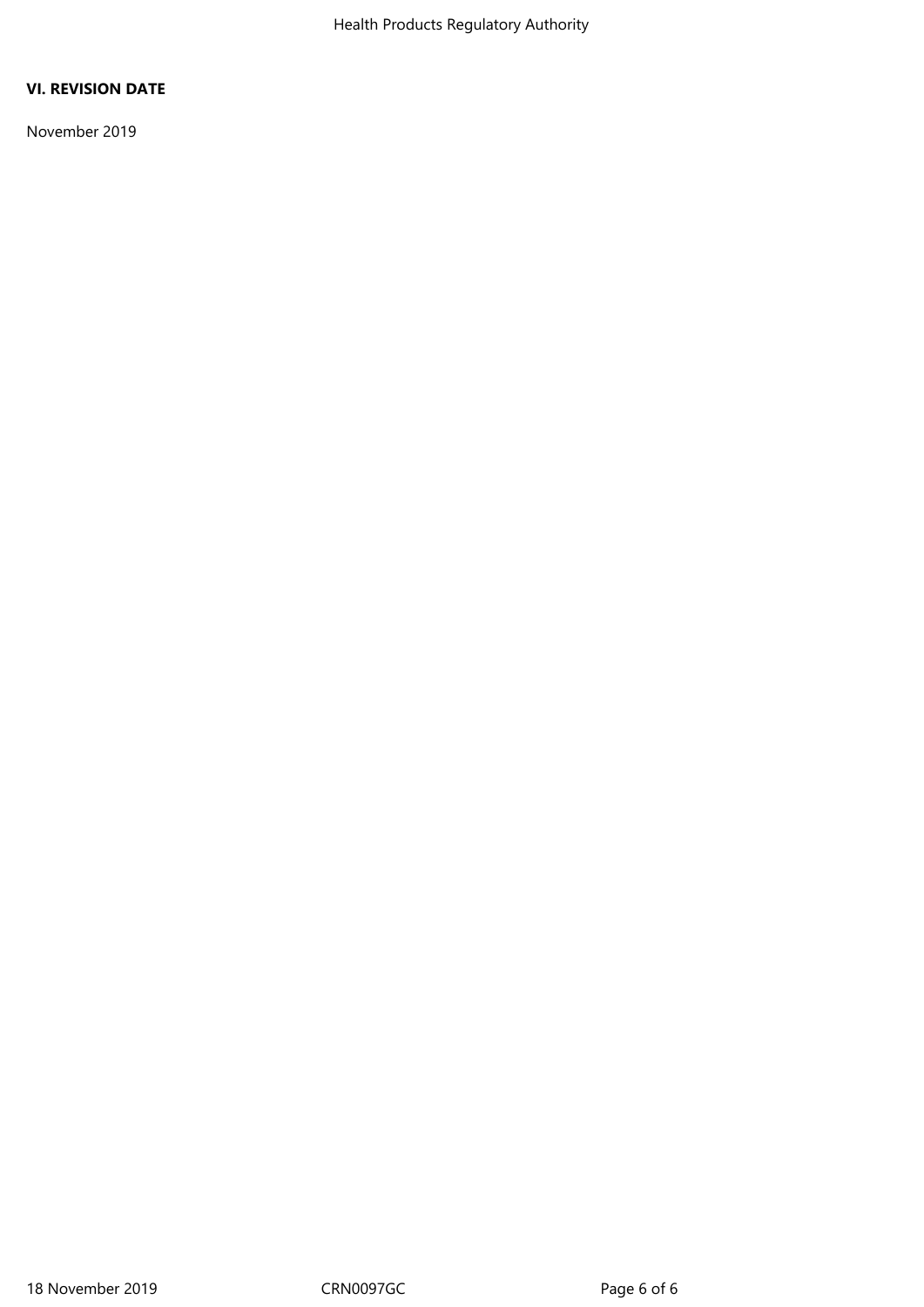**VI. REVISION DATE**

November 2019